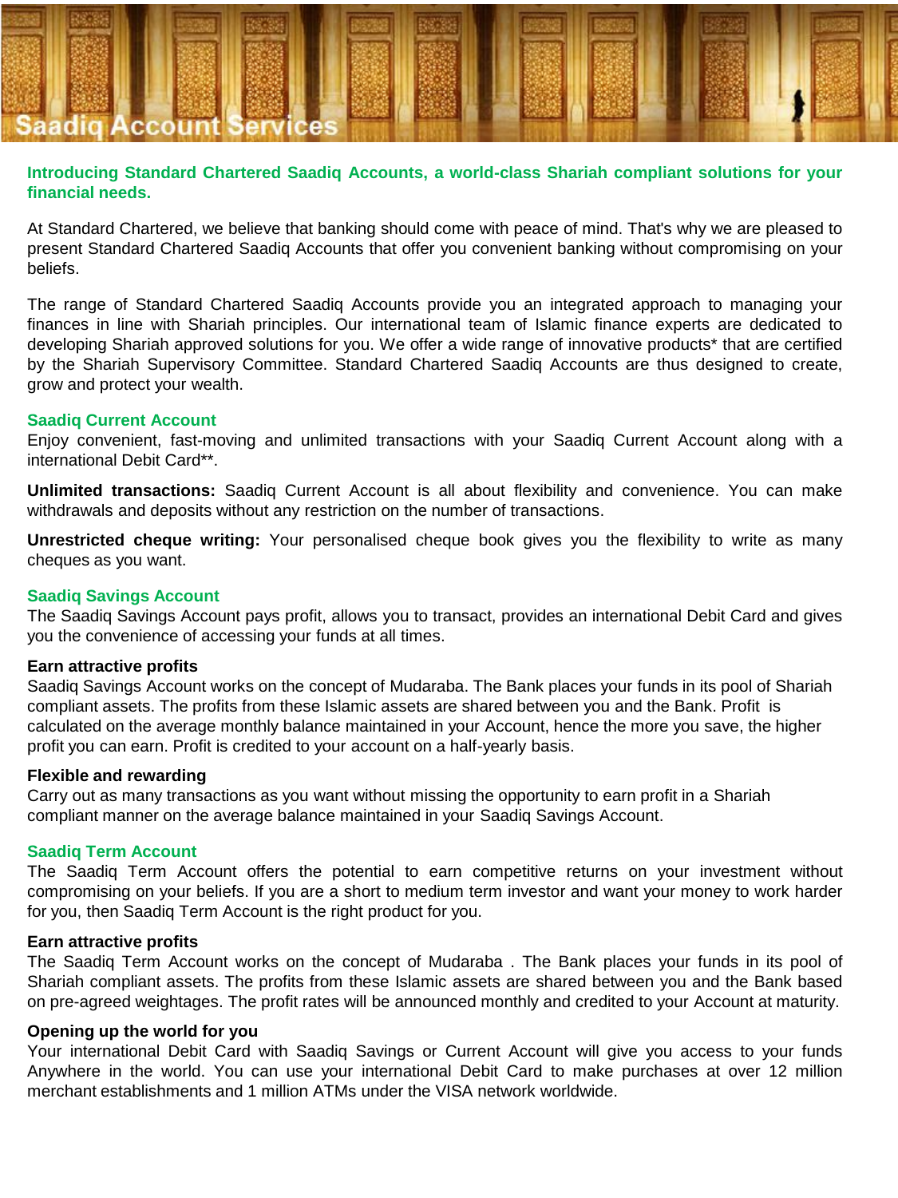# Saadiq Account Services

**Introducing Standard Chartered Saadiq Accounts, a world-class Shariah compliant solutions for your financial needs.**

At Standard Chartered, we believe that banking should come with peace of mind. That's why we are pleased to present Standard Chartered Saadiq Accounts that offer you convenient banking without compromising on your beliefs.

The range of Standard Chartered Saadiq Accounts provide you an integrated approach to managing your finances in line with Shariah principles. Our international team of Islamic finance experts are dedicated to developing Shariah approved solutions for you. We offer a wide range of innovative products* that are certified by the Shariah Supervisory Committee. Standard Chartered Saadiq Accounts are thus designed to create, grow and protect your wealth.

## Saadiq Current Account

Enjoy convenient, fast-moving and unlimited transactions with your Saadiq Current Account along with a international Debit Card**.

**Unlimited transactions:** Saadiq Current Account is all about flexibility and convenience. You can make withdrawals and deposits without any restriction on the number of transactions.

**Unrestricted cheque writing:** Your personalised cheque book gives you the flexibility to write as many cheques as you want.

## Saadiq Savings Account

The Saadiq Savings Account pays profit, allows you to transact, provides an international Debit Card and gives you the convenience of accessing your funds at all times.

### Earn attractive profits

Saadiq Savings Account works on the concept of Mudaraba. The Bank places your funds in its pool of Shariah compliant assets. The profits from these Islamic assets are shared between you and the Bank. Profit is calculated on the average monthly balance maintained in your Account, hence the more you save, the higher profit you can earn. Profit is credited to your account on a half-yearly basis.

### Flexible and rewarding

Carry out as many transactions as you want without missing the opportunity to earn profit in a Shariah compliant manner on the average balance maintained in your Saadiq Savings Account.

## Saadiq Term Account

The Saadiq Term Account offers the potential to earn competitive returns on your investment without compromising on your beliefs. If you are a short to medium term investor and want your money to work harder for you, then Saadiq Term Account is the right product for you.

### Earn attractive profits

The Saadiq Term Account works on the concept of Mudaraba . The Bank places your funds in its pool of Shariah compliant assets. The profits from these Islamic assets are shared between you and the Bank based on pre-agreed weightages. The profit rates will be announced monthly and credited to your Account at maturity.

### Opening up the world for you

Your international Debit Card with Saadiq Savings or Current Account will give you access to your funds Anywhere in the world. You can use your international Debit Card to make purchases at over 12 million merchant establishments and 1 million ATMs under the VISA network worldwide.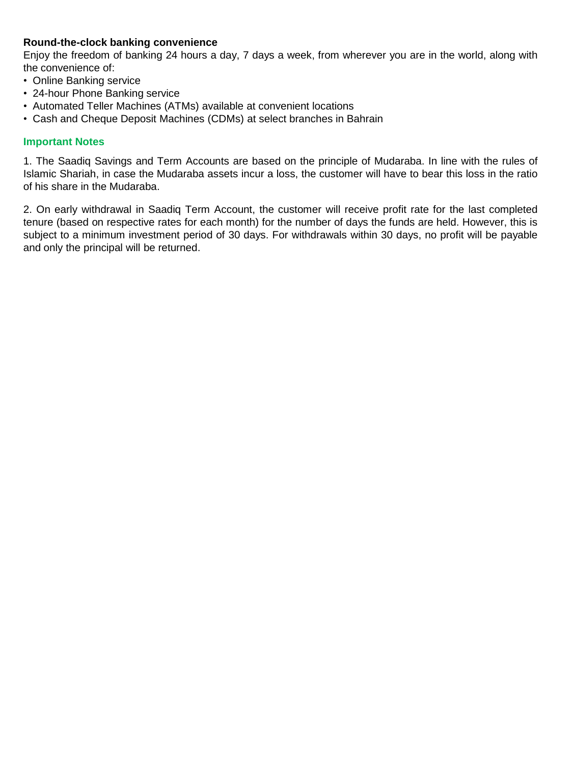**Round-the-clock banking convenience**

Enjoy the freedom of banking 24 hours a day, 7 days a week, from wherever you are in the world, along with the convenience of:

- Online Banking service
- 24-hour Phone Banking service
- Automated Teller Machines (ATMs) available at convenient locations
- Cash and Cheque Deposit Machines (CDMs) at select branches in Bahrain

## Important Notes

1. The Saadiq Savings and Term Accounts are based on the principle of Mudaraba. In line with the rules of Islamic Shariah, in case the Mudaraba assets incur a loss, the customer will have to bear this loss in the ratio of his share in the Mudaraba.

2. On early withdrawal in Saadiq Term Account, the customer will receive profit rate for the last completed tenure (based on respective rates for each month) for the number of days the funds are held. However, this is subject to a minimum investment period of 30 days. For withdrawals within 30 days, no profit will be payable and only the principal will be returned.